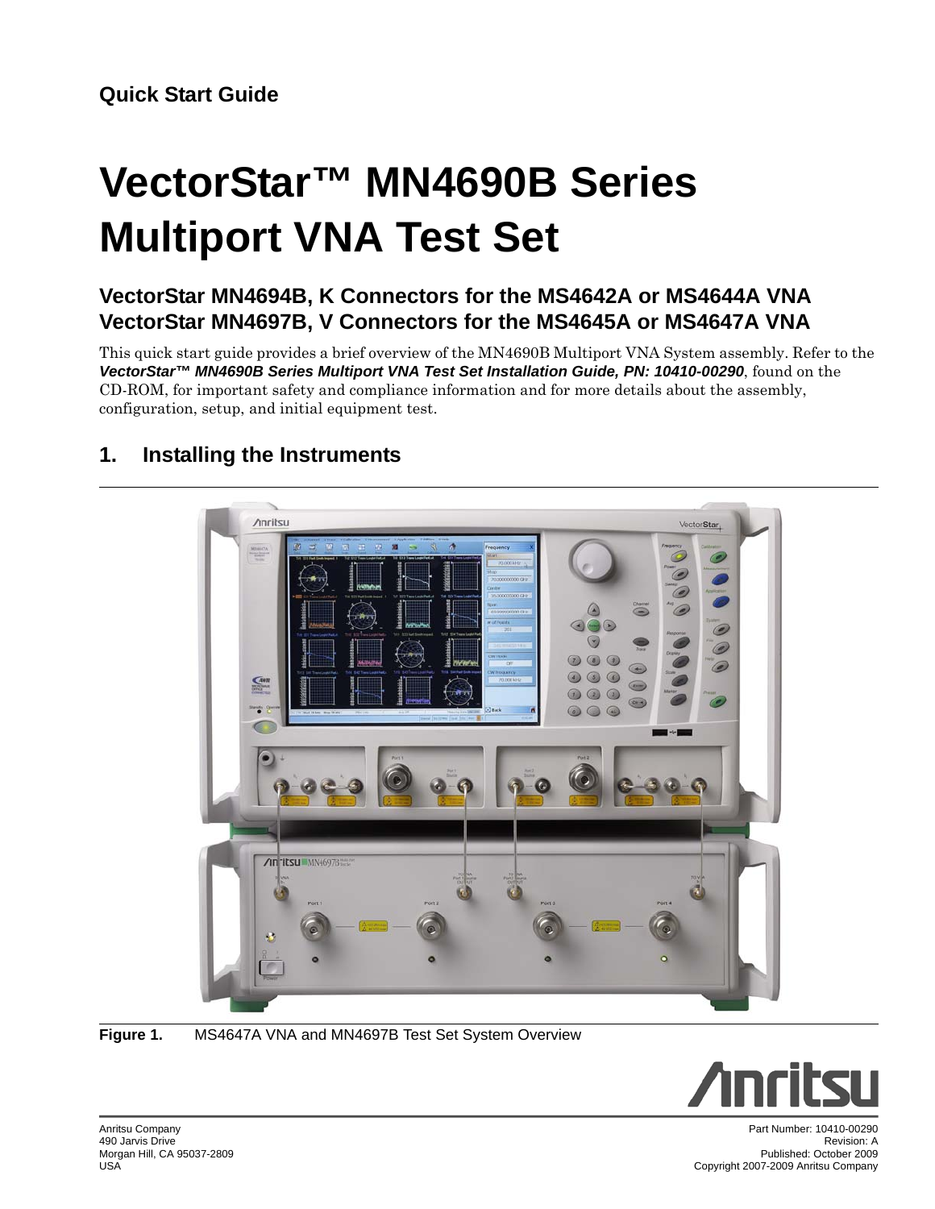**Quick Start Guide**

# VectorStar™ MN4690B Series Multiport VNA Test Set

## VectorStar MN4694B, K Connectors for the MS4642A or MS4644A VNA
## VectorStar MN4697B, V Connectors for the MS4645A or MS4647A VNA

This quick start guide provides a brief overview of the MN4690B Multiport VNA System assembly. Refer to the ***VectorStar™ MN4690B Series Multiport VNA Test Set Installation Guide, PN: 10410-00290***, found on the CD-ROM, for important safety and compliance information and for more details about the assembly, configuration, setup, and initial equipment test.

## 1. Installing the Instruments

**Figure 1.** MS4647A VNA and MN4697B Test Set System Overview

Anritsu Company
490 Jarvis Drive
Morgan Hill, CA 95037-2809
USA

Part Number: 10410-00290
Revision: A
Published: October 2009
Copyright 2007-2009 Anritsu Company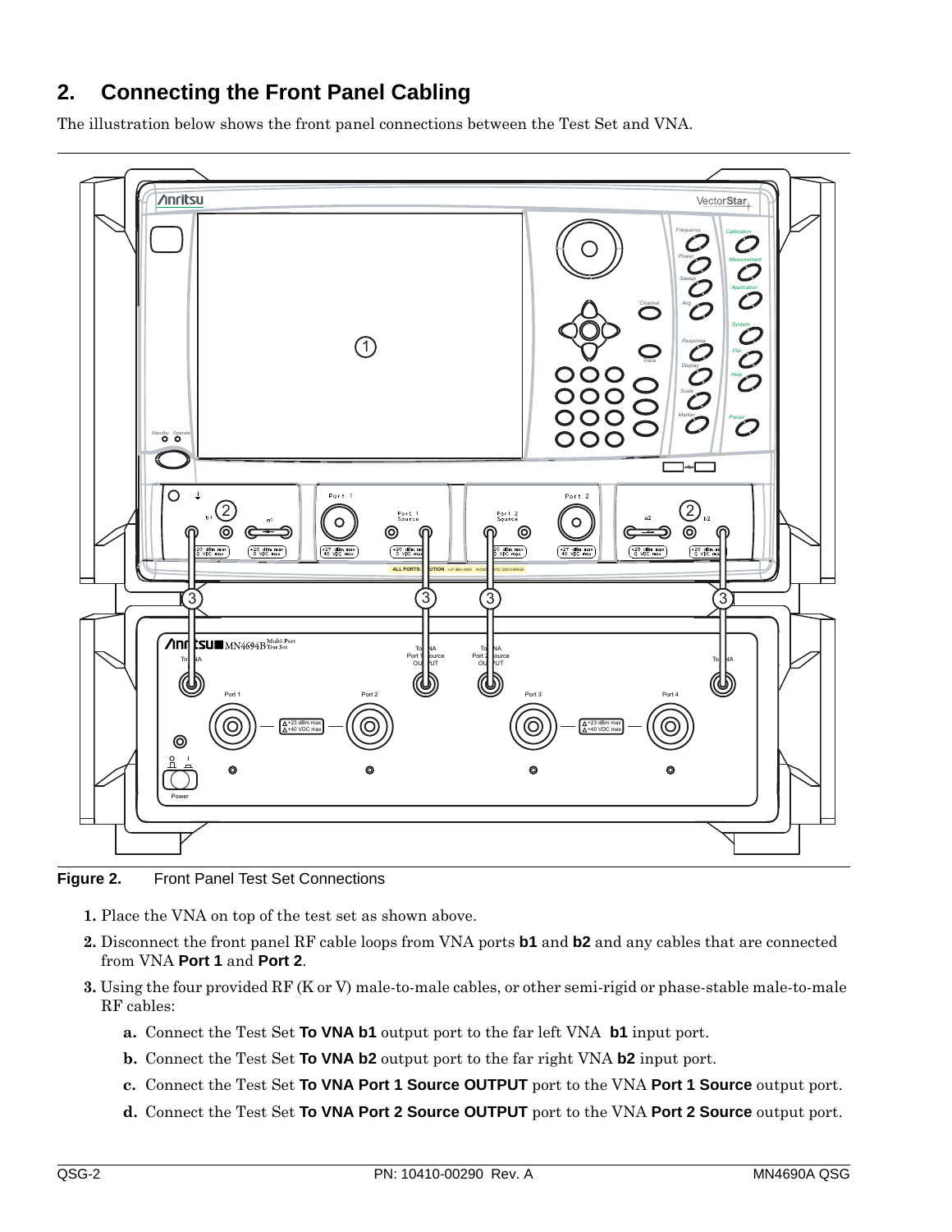## 2. Connecting the Front Panel Cabling

The illustration below shows the front panel connections between the Test Set and VNA.

**Figure 2.** Front Panel Test Set Connections

1. Place the VNA on top of the test set as shown above.
2. Disconnect the front panel RF cable loops from VNA ports **b1** and **b2** and any cables that are connected from VNA **Port 1** and **Port 2**.
3. Using the four provided RF (K or V) male-to-male cables, or other semi-rigid or phase-stable male-to-male RF cables:
   a. Connect the Test Set **To VNA b1** output port to the far left VNA **b1** input port.
   b. Connect the Test Set **To VNA b2** output port to the far right VNA **b2** input port.
   c. Connect the Test Set **To VNA Port 1 Source OUTPUT** port to the VNA **Port 1 Source** output port.
   d. Connect the Test Set **To VNA Port 2 Source OUTPUT** port to the VNA **Port 2 Source** output port.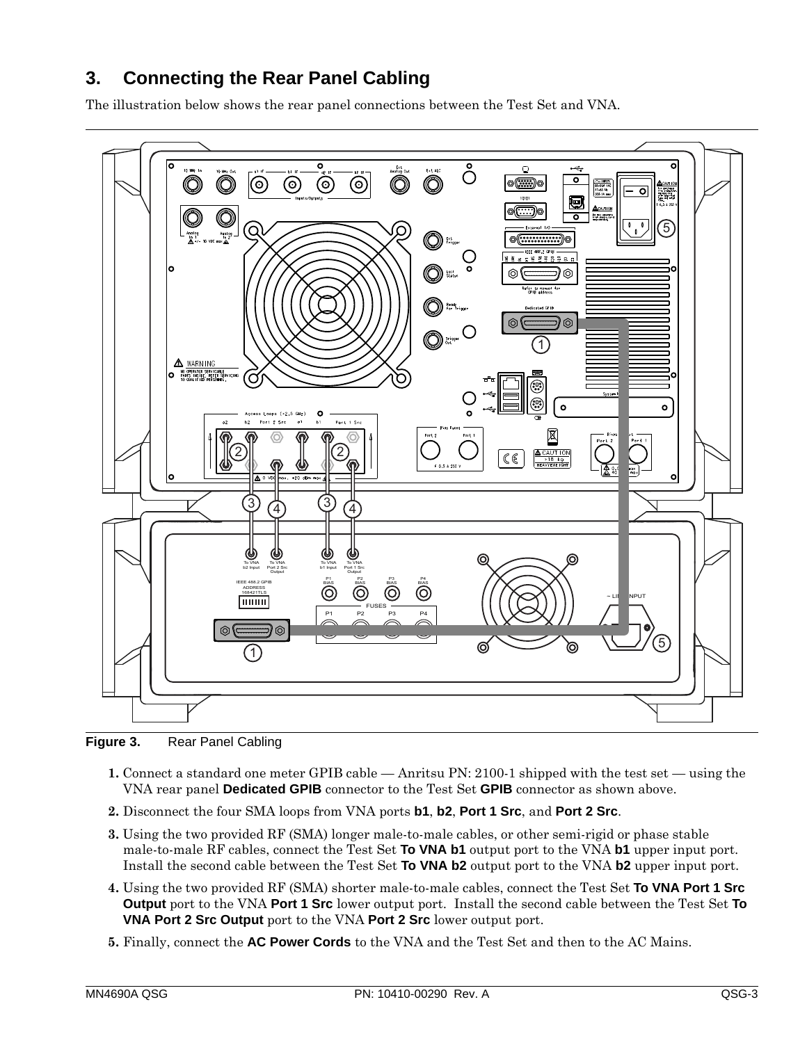## 3. Connecting the Rear Panel Cabling

The illustration below shows the rear panel connections between the Test Set and VNA.

**Figure 3.** Rear Panel Cabling

1. Connect a standard one meter GPIB cable — Anritsu PN: 2100-1 shipped with the test set — using the VNA rear panel **Dedicated GPIB** connector to the Test Set **GPIB** connector as shown above.
2. Disconnect the four SMA loops from VNA ports **b1**, **b2**, **Port 1 Src**, and **Port 2 Src**.
3. Using the two provided RF (SMA) longer male-to-male cables, or other semi-rigid or phase stable male-to-male RF cables, connect the Test Set **To VNA b1** output port to the VNA **b1** upper input port. Install the second cable between the Test Set **To VNA b2** output port to the VNA **b2** upper input port.
4. Using the two provided RF (SMA) shorter male-to-male cables, connect the Test Set **To VNA Port 1 Src Output** port to the VNA **Port 1 Src** lower output port. Install the second cable between the Test Set **To VNA Port 2 Src Output** port to the VNA **Port 2 Src** lower output port.
5. Finally, connect the **AC Power Cords** to the VNA and the Test Set and then to the AC Mains.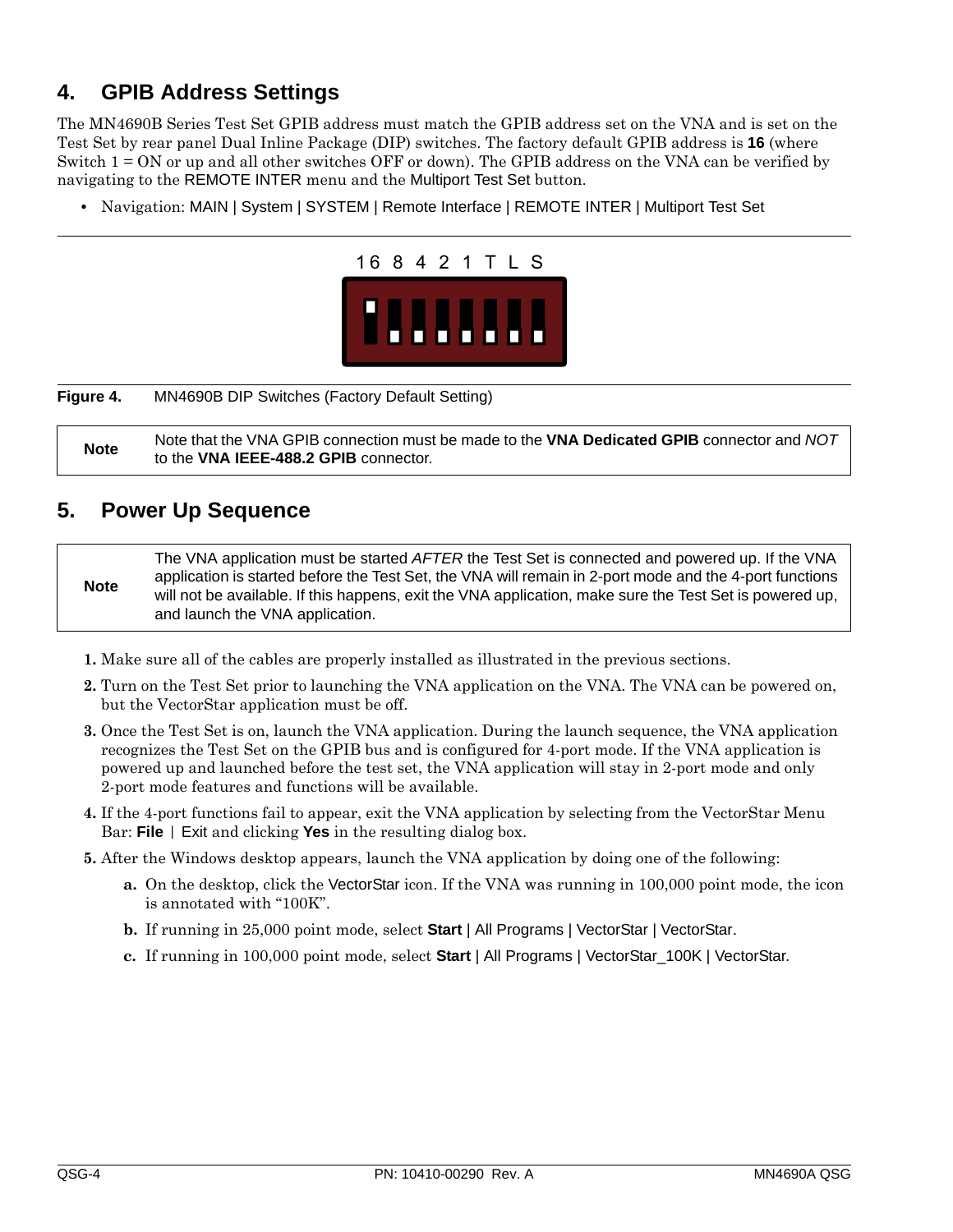## 4. GPIB Address Settings

The MN4690B Series Test Set GPIB address must match the GPIB address set on the VNA and is set on the Test Set by rear panel Dual Inline Package (DIP) switches. The factory default GPIB address is **16** (where Switch 1 = ON or up and all other switches OFF or down). The GPIB address on the VNA can be verified by navigating to the REMOTE INTER menu and the Multiport Test Set button.

- Navigation: MAIN | System | SYSTEM | Remote Interface | REMOTE INTER | Multiport Test Set

16 8 4 2 1 T L S

**Figure 4.** MN4690B DIP Switches (Factory Default Setting)

| | |
|---|---|
| **Note** | Note that the VNA GPIB connection must be made to the **VNA Dedicated GPIB** connector and *NOT* to the **VNA IEEE-488.2 GPIB** connector. |

## 5. Power Up Sequence

| | |
|---|---|
| **Note** | The VNA application must be started *AFTER* the Test Set is connected and powered up. If the VNA application is started before the Test Set, the VNA will remain in 2-port mode and the 4-port functions will not be available. If this happens, exit the VNA application, make sure the Test Set is powered up, and launch the VNA application. |

1. Make sure all of the cables are properly installed as illustrated in the previous sections.
2. Turn on the Test Set prior to launching the VNA application on the VNA. The VNA can be powered on, but the VectorStar application must be off.
3. Once the Test Set is on, launch the VNA application. During the launch sequence, the VNA application recognizes the Test Set on the GPIB bus and is configured for 4-port mode. If the VNA application is powered up and launched before the test set, the VNA application will stay in 2-port mode and only 2-port mode features and functions will be available.
4. If the 4-port functions fail to appear, exit the VNA application by selecting from the VectorStar Menu Bar: **File** | Exit and clicking **Yes** in the resulting dialog box.
5. After the Windows desktop appears, launch the VNA application by doing one of the following:
   a. On the desktop, click the VectorStar icon. If the VNA was running in 100,000 point mode, the icon is annotated with "100K".
   b. If running in 25,000 point mode, select **Start** | All Programs | VectorStar | VectorStar.
   c. If running in 100,000 point mode, select **Start** | All Programs | VectorStar_100K | VectorStar.